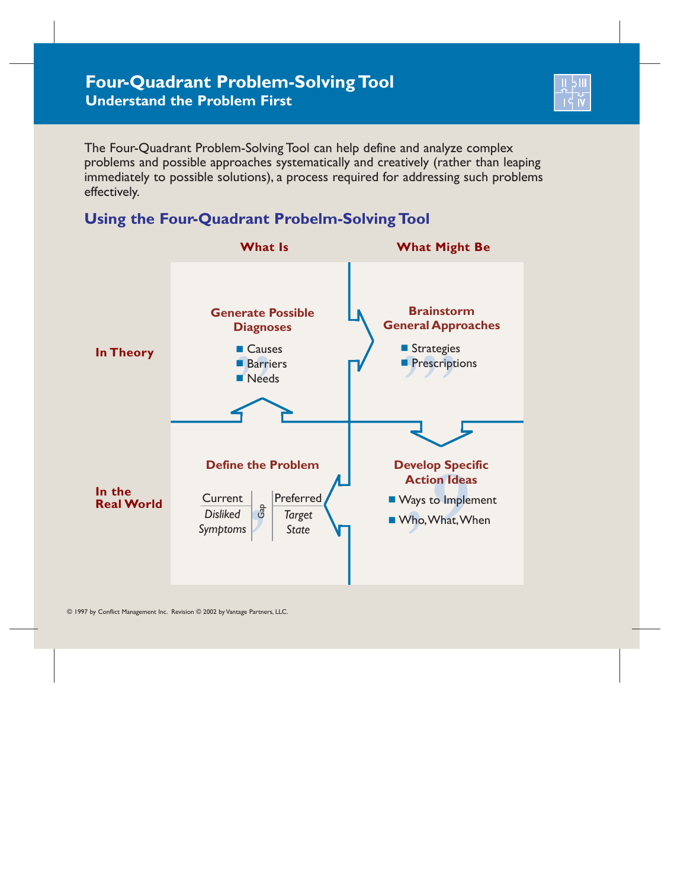# Four-Quadrant Problem-Solving Tool

## Understand the Problem First

The Four-Quadrant Problem-Solving Tool can help define and analyze complex problems and possible approaches systematically and creatively (rather than leaping immediately to possible solutions), a process required for addressing such problems effectively.

## Using the Four-Quadrant Probelm-Solving Tool

| | **What Is** | **What Might Be** |
|---|---|---|
| **In Theory** | **Generate Possible Diagnoses**<br>■ Causes<br>■ Barriers<br>■ Needs | **Brainstorm General Approaches**<br>■ Strategies<br>■ Prescriptions |
| **In the Real World** | **Define the Problem**<br>Current: *Disliked Symptoms* — Gap — Preferred: *Target State* | **Develop Specific Action Ideas**<br>■ Ways to Implement<br>■ Who, What, When |

© 1997 by Conflict Management Inc. Revision © 2002 by Vantage Partners, LLC.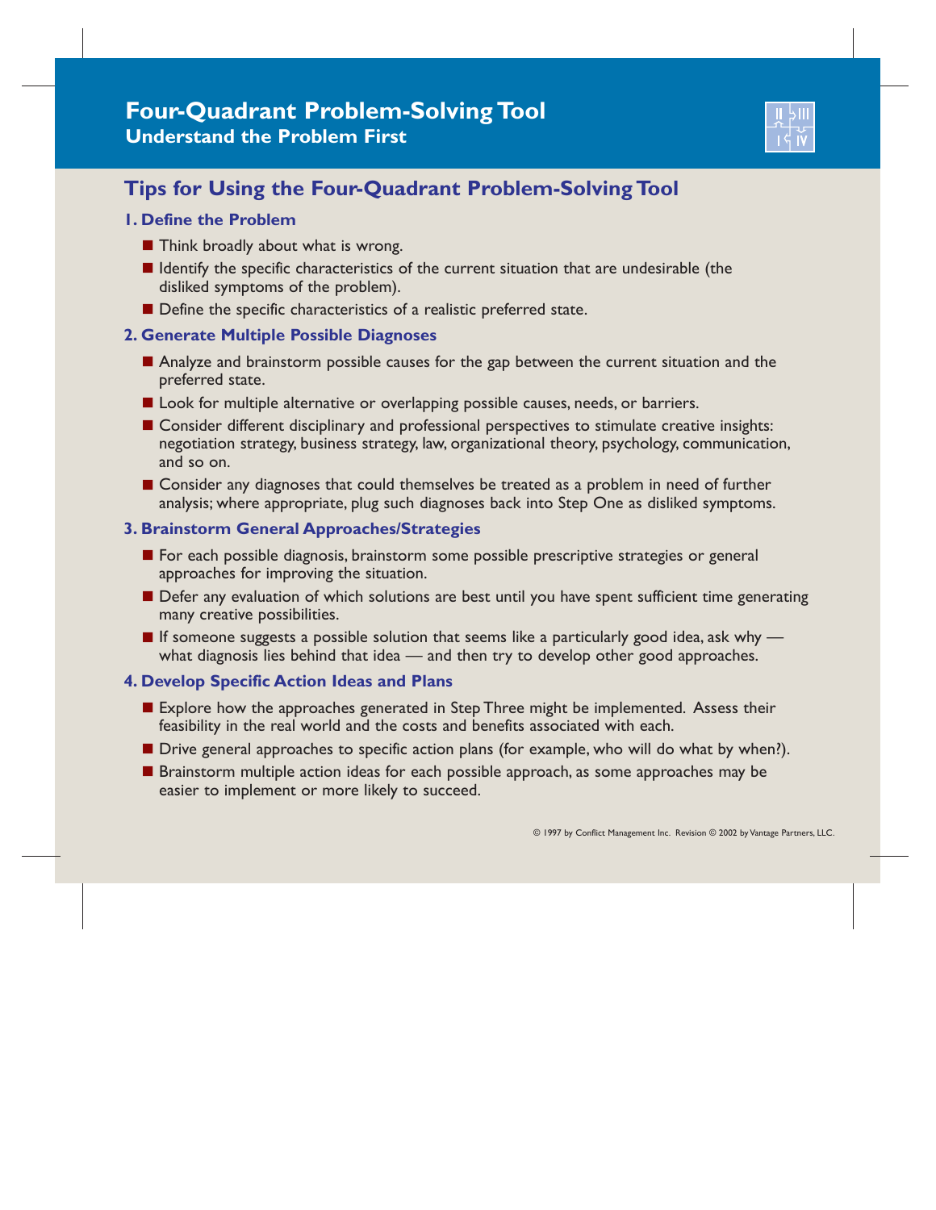# Four-Quadrant Problem-Solving Tool

**Understand the Problem First**

## Tips for Using the Four-Quadrant Problem-Solving Tool

### 1. Define the Problem

- Think broadly about what is wrong.
- Identify the specific characteristics of the current situation that are undesirable (the disliked symptoms of the problem).
- Define the specific characteristics of a realistic preferred state.

### 2. Generate Multiple Possible Diagnoses

- Analyze and brainstorm possible causes for the gap between the current situation and the preferred state.
- Look for multiple alternative or overlapping possible causes, needs, or barriers.
- Consider different disciplinary and professional perspectives to stimulate creative insights: negotiation strategy, business strategy, law, organizational theory, psychology, communication, and so on.
- Consider any diagnoses that could themselves be treated as a problem in need of further analysis; where appropriate, plug such diagnoses back into Step One as disliked symptoms.

### 3. Brainstorm General Approaches/Strategies

- For each possible diagnosis, brainstorm some possible prescriptive strategies or general approaches for improving the situation.
- Defer any evaluation of which solutions are best until you have spent sufficient time generating many creative possibilities.
- If someone suggests a possible solution that seems like a particularly good idea, ask why — what diagnosis lies behind that idea — and then try to develop other good approaches.

### 4. Develop Specific Action Ideas and Plans

- Explore how the approaches generated in Step Three might be implemented. Assess their feasibility in the real world and the costs and benefits associated with each.
- Drive general approaches to specific action plans (for example, who will do what by when?).
- Brainstorm multiple action ideas for each possible approach, as some approaches may be easier to implement or more likely to succeed.

© 1997 by Conflict Management Inc. Revision © 2002 by Vantage Partners, LLC.